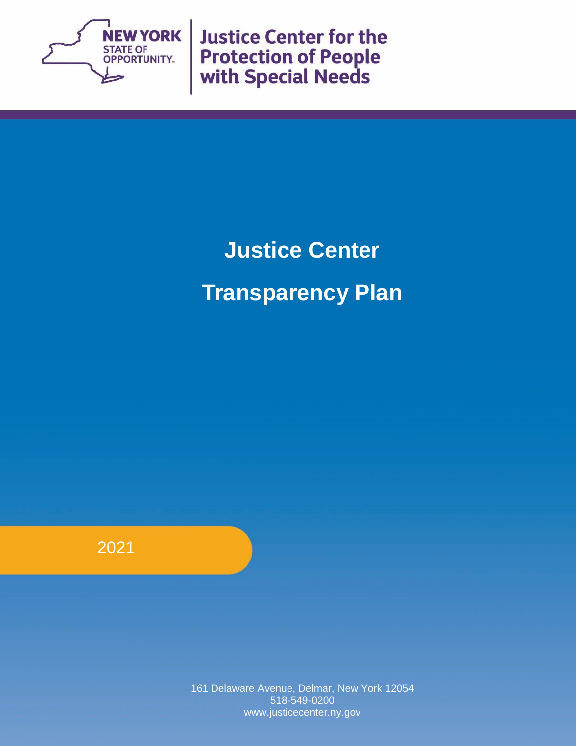NEW YORK STATE OF OPPORTUNITY.

Justice Center for the Protection of People with Special Needs

# Justice Center

# Transparency Plan

2021

161 Delaware Avenue, Delmar, New York 12054
518-549-0200
www.justicecenter.ny.gov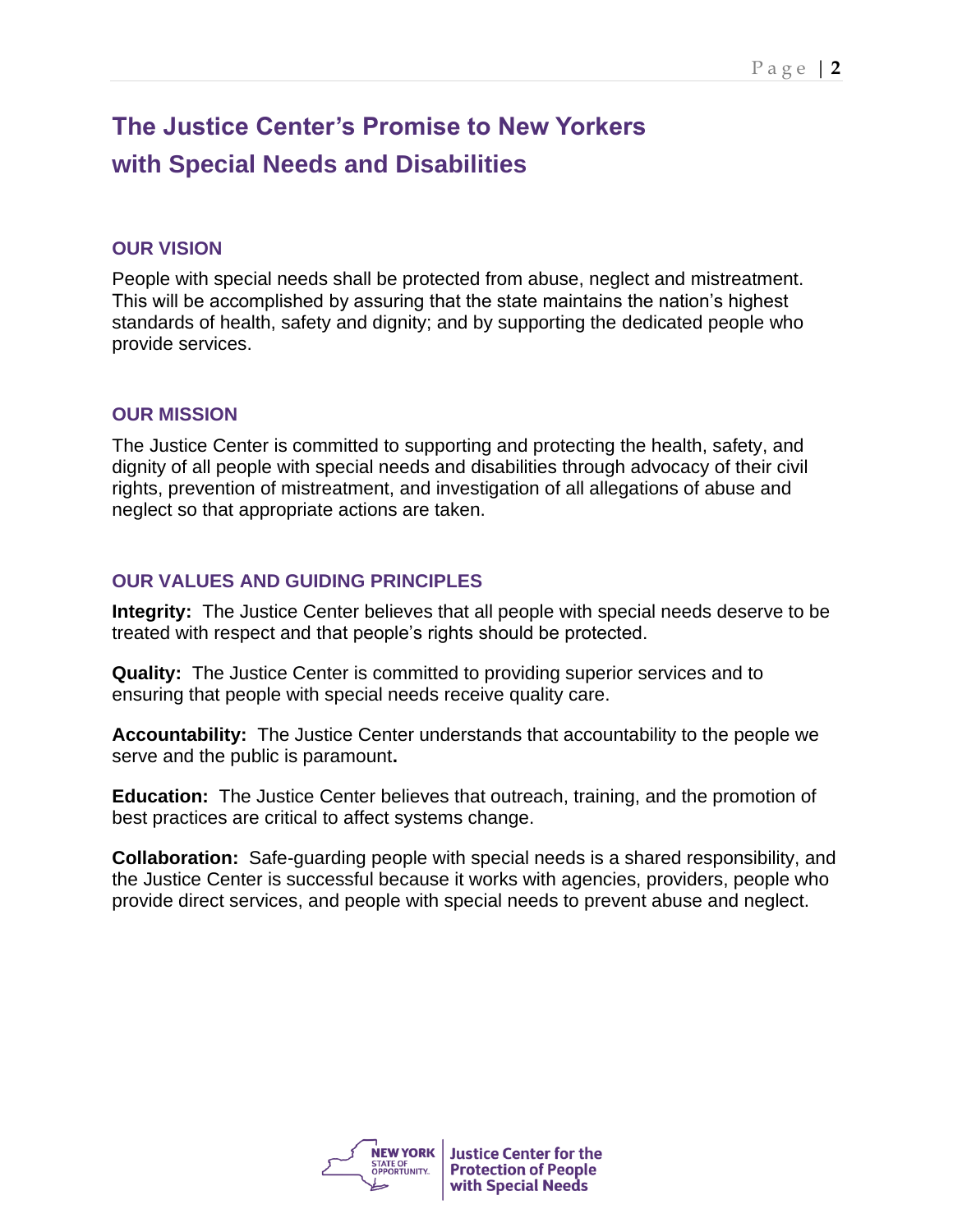# The Justice Center's Promise to New Yorkers with Special Needs and Disabilities

## OUR VISION

People with special needs shall be protected from abuse, neglect and mistreatment. This will be accomplished by assuring that the state maintains the nation's highest standards of health, safety and dignity; and by supporting the dedicated people who provide services.

## OUR MISSION

The Justice Center is committed to supporting and protecting the health, safety, and dignity of all people with special needs and disabilities through advocacy of their civil rights, prevention of mistreatment, and investigation of all allegations of abuse and neglect so that appropriate actions are taken.

## OUR VALUES AND GUIDING PRINCIPLES

**Integrity:** The Justice Center believes that all people with special needs deserve to be treated with respect and that people's rights should be protected.

**Quality:** The Justice Center is committed to providing superior services and to ensuring that people with special needs receive quality care.

**Accountability:** The Justice Center understands that accountability to the people we serve and the public is paramount**.**

**Education:** The Justice Center believes that outreach, training, and the promotion of best practices are critical to affect systems change.

**Collaboration:** Safe-guarding people with special needs is a shared responsibility, and the Justice Center is successful because it works with agencies, providers, people who provide direct services, and people with special needs to prevent abuse and neglect.

NEW YORK STATE OF OPPORTUNITY. | Justice Center for the Protection of People with Special Needs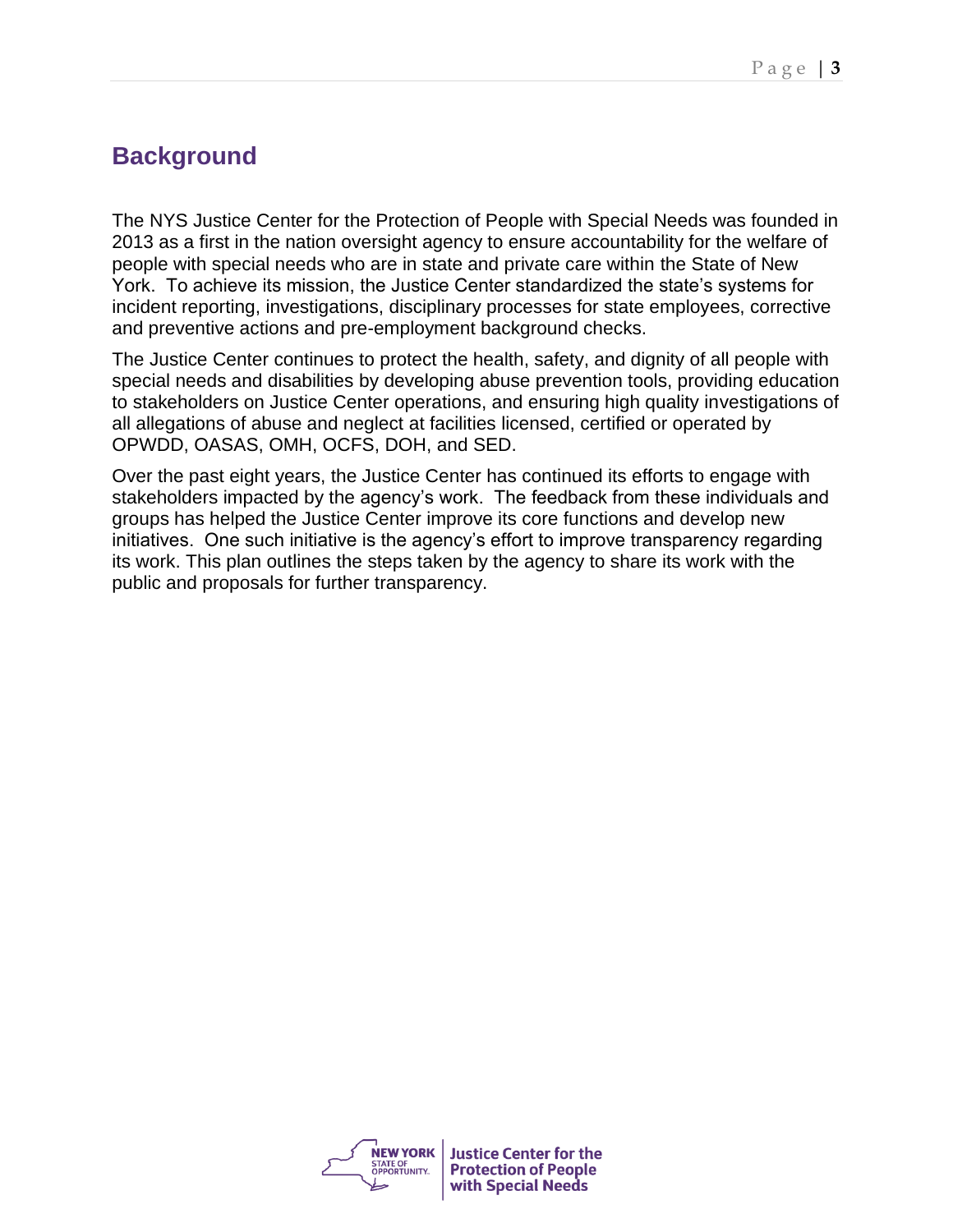## Background

The NYS Justice Center for the Protection of People with Special Needs was founded in 2013 as a first in the nation oversight agency to ensure accountability for the welfare of people with special needs who are in state and private care within the State of New York. To achieve its mission, the Justice Center standardized the state's systems for incident reporting, investigations, disciplinary processes for state employees, corrective and preventive actions and pre-employment background checks.

The Justice Center continues to protect the health, safety, and dignity of all people with special needs and disabilities by developing abuse prevention tools, providing education to stakeholders on Justice Center operations, and ensuring high quality investigations of all allegations of abuse and neglect at facilities licensed, certified or operated by OPWDD, OASAS, OMH, OCFS, DOH, and SED.

Over the past eight years, the Justice Center has continued its efforts to engage with stakeholders impacted by the agency's work. The feedback from these individuals and groups has helped the Justice Center improve its core functions and develop new initiatives. One such initiative is the agency's effort to improve transparency regarding its work. This plan outlines the steps taken by the agency to share its work with the public and proposals for further transparency.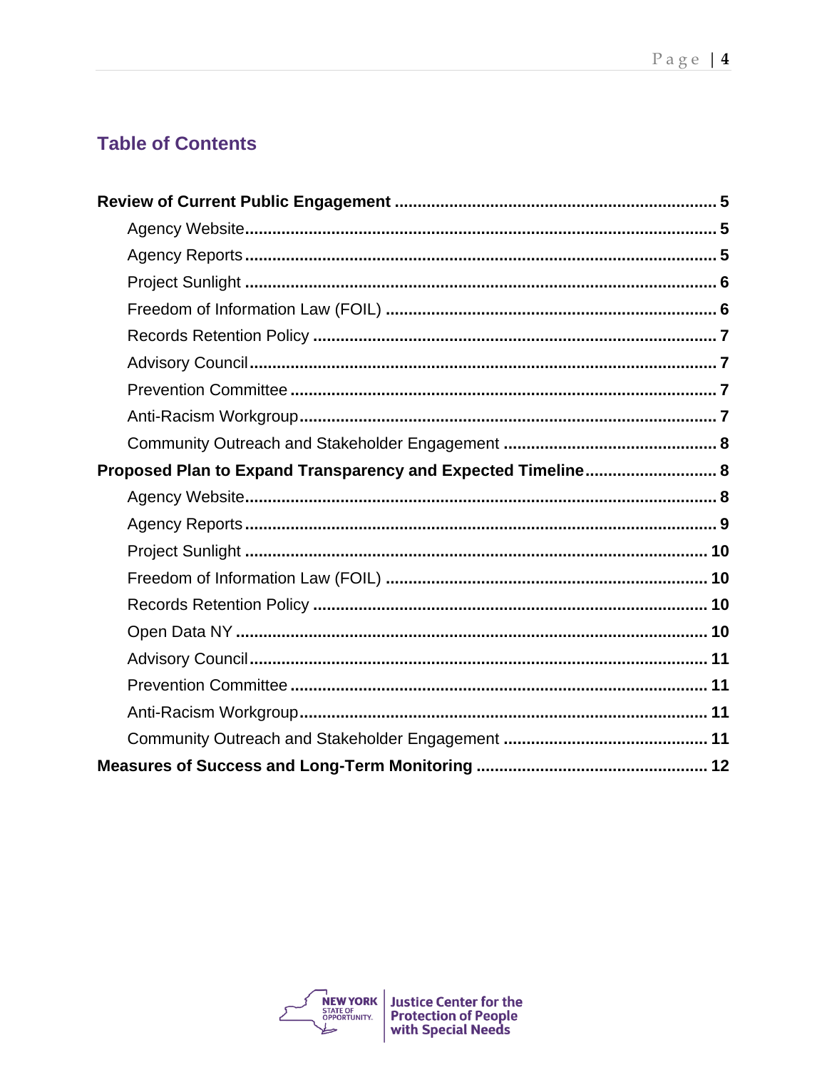## Table of Contents

**Review of Current Public Engagement** .......... **5**

- Agency Website .......... **5**
- Agency Reports .......... **5**
- Project Sunlight .......... **6**
- Freedom of Information Law (FOIL) .......... **6**
- Records Retention Policy .......... **7**
- Advisory Council .......... **7**
- Prevention Committee .......... **7**
- Anti-Racism Workgroup .......... **7**
- Community Outreach and Stakeholder Engagement .......... **8**

**Proposed Plan to Expand Transparency and Expected Timeline** .......... **8**

- Agency Website .......... **8**
- Agency Reports .......... **9**
- Project Sunlight .......... **10**
- Freedom of Information Law (FOIL) .......... **10**
- Records Retention Policy .......... **10**
- Open Data NY .......... **10**
- Advisory Council .......... **11**
- Prevention Committee .......... **11**
- Anti-Racism Workgroup .......... **11**
- Community Outreach and Stakeholder Engagement .......... **11**

**Measures of Success and Long-Term Monitoring** .......... **12**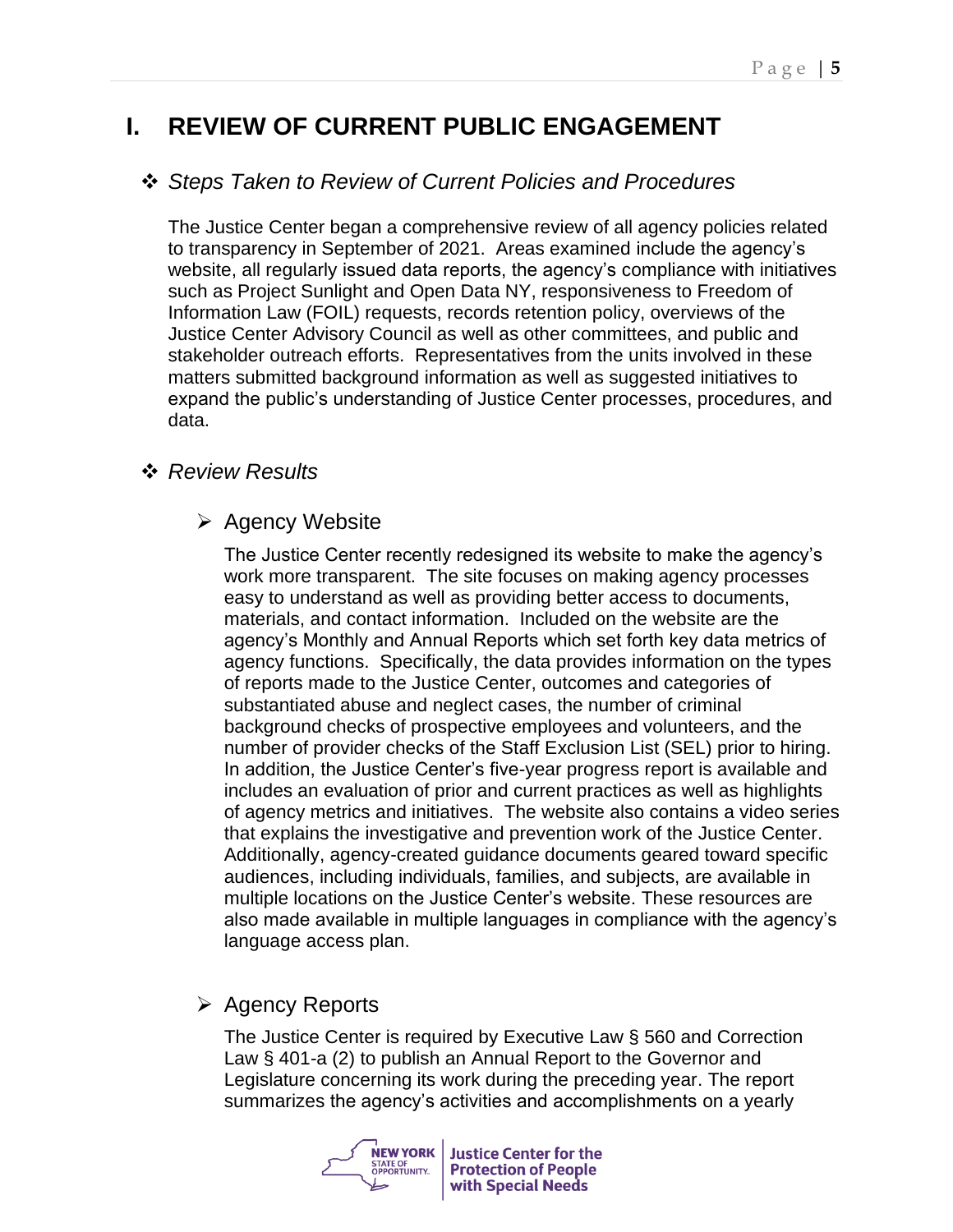# I. REVIEW OF CURRENT PUBLIC ENGAGEMENT

## *Steps Taken to Review of Current Policies and Procedures*

The Justice Center began a comprehensive review of all agency policies related to transparency in September of 2021. Areas examined include the agency's website, all regularly issued data reports, the agency's compliance with initiatives such as Project Sunlight and Open Data NY, responsiveness to Freedom of Information Law (FOIL) requests, records retention policy, overviews of the Justice Center Advisory Council as well as other committees, and public and stakeholder outreach efforts. Representatives from the units involved in these matters submitted background information as well as suggested initiatives to expand the public's understanding of Justice Center processes, procedures, and data.

## *Review Results*

### Agency Website

The Justice Center recently redesigned its website to make the agency's work more transparent. The site focuses on making agency processes easy to understand as well as providing better access to documents, materials, and contact information. Included on the website are the agency's Monthly and Annual Reports which set forth key data metrics of agency functions. Specifically, the data provides information on the types of reports made to the Justice Center, outcomes and categories of substantiated abuse and neglect cases, the number of criminal background checks of prospective employees and volunteers, and the number of provider checks of the Staff Exclusion List (SEL) prior to hiring. In addition, the Justice Center's five-year progress report is available and includes an evaluation of prior and current practices as well as highlights of agency metrics and initiatives. The website also contains a video series that explains the investigative and prevention work of the Justice Center. Additionally, agency-created guidance documents geared toward specific audiences, including individuals, families, and subjects, are available in multiple locations on the Justice Center's website. These resources are also made available in multiple languages in compliance with the agency's language access plan.

### Agency Reports

The Justice Center is required by Executive Law § 560 and Correction Law § 401-a (2) to publish an Annual Report to the Governor and Legislature concerning its work during the preceding year. The report summarizes the agency's activities and accomplishments on a yearly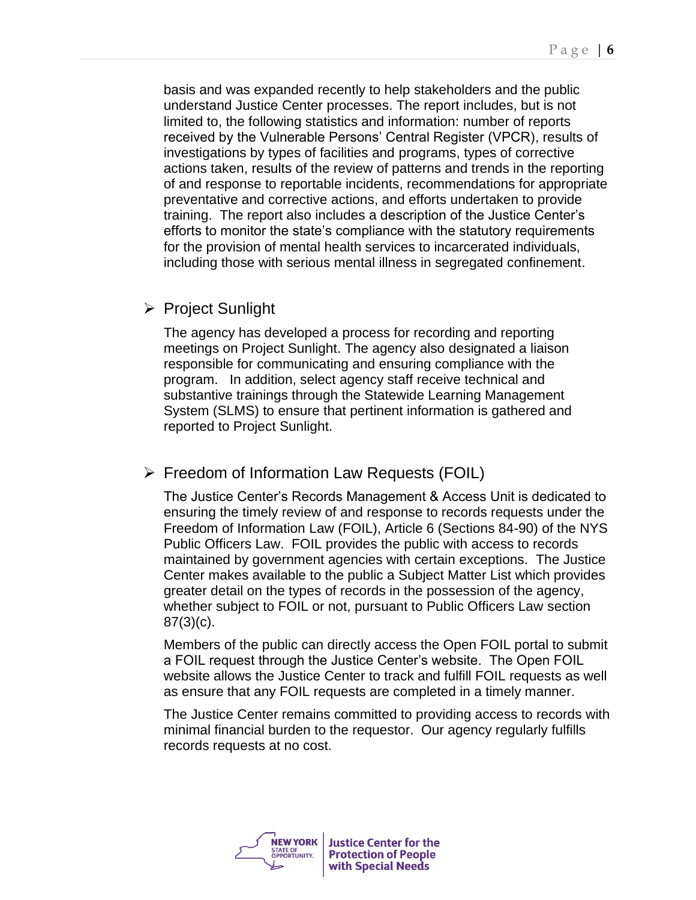basis and was expanded recently to help stakeholders and the public understand Justice Center processes. The report includes, but is not limited to, the following statistics and information: number of reports received by the Vulnerable Persons' Central Register (VPCR), results of investigations by types of facilities and programs, types of corrective actions taken, results of the review of patterns and trends in the reporting of and response to reportable incidents, recommendations for appropriate preventative and corrective actions, and efforts undertaken to provide training. The report also includes a description of the Justice Center's efforts to monitor the state's compliance with the statutory requirements for the provision of mental health services to incarcerated individuals, including those with serious mental illness in segregated confinement.

- Project Sunlight

  The agency has developed a process for recording and reporting meetings on Project Sunlight. The agency also designated a liaison responsible for communicating and ensuring compliance with the program. In addition, select agency staff receive technical and substantive trainings through the Statewide Learning Management System (SLMS) to ensure that pertinent information is gathered and reported to Project Sunlight.

- Freedom of Information Law Requests (FOIL)

  The Justice Center's Records Management & Access Unit is dedicated to ensuring the timely review of and response to records requests under the Freedom of Information Law (FOIL), Article 6 (Sections 84-90) of the NYS Public Officers Law. FOIL provides the public with access to records maintained by government agencies with certain exceptions. The Justice Center makes available to the public a Subject Matter List which provides greater detail on the types of records in the possession of the agency, whether subject to FOIL or not, pursuant to Public Officers Law section 87(3)(c).

  Members of the public can directly access the Open FOIL portal to submit a FOIL request through the Justice Center's website. The Open FOIL website allows the Justice Center to track and fulfill FOIL requests as well as ensure that any FOIL requests are completed in a timely manner.

  The Justice Center remains committed to providing access to records with minimal financial burden to the requestor. Our agency regularly fulfills records requests at no cost.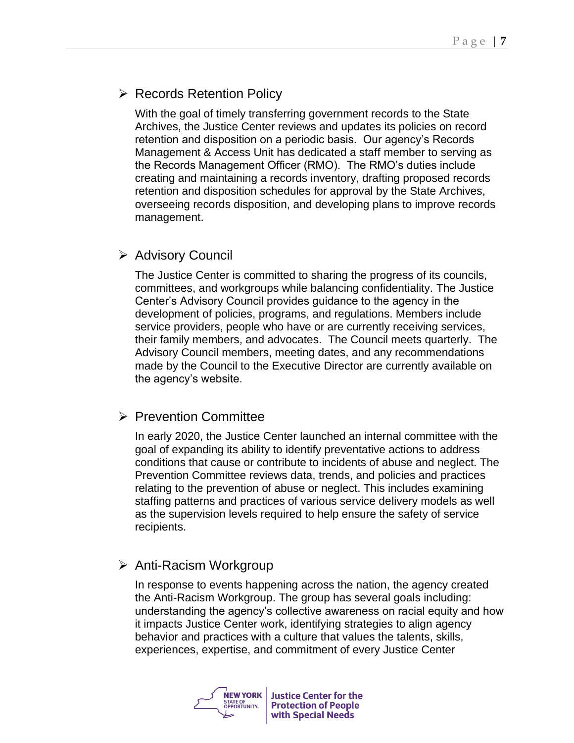- Records Retention Policy

  With the goal of timely transferring government records to the State Archives, the Justice Center reviews and updates its policies on record retention and disposition on a periodic basis. Our agency's Records Management & Access Unit has dedicated a staff member to serving as the Records Management Officer (RMO). The RMO's duties include creating and maintaining a records inventory, drafting proposed records retention and disposition schedules for approval by the State Archives, overseeing records disposition, and developing plans to improve records management.

- Advisory Council

  The Justice Center is committed to sharing the progress of its councils, committees, and workgroups while balancing confidentiality. The Justice Center's Advisory Council provides guidance to the agency in the development of policies, programs, and regulations. Members include service providers, people who have or are currently receiving services, their family members, and advocates. The Council meets quarterly. The Advisory Council members, meeting dates, and any recommendations made by the Council to the Executive Director are currently available on the agency's website.

- Prevention Committee

  In early 2020, the Justice Center launched an internal committee with the goal of expanding its ability to identify preventative actions to address conditions that cause or contribute to incidents of abuse and neglect. The Prevention Committee reviews data, trends, and policies and practices relating to the prevention of abuse or neglect. This includes examining staffing patterns and practices of various service delivery models as well as the supervision levels required to help ensure the safety of service recipients.

- Anti-Racism Workgroup

  In response to events happening across the nation, the agency created the Anti-Racism Workgroup. The group has several goals including: understanding the agency's collective awareness on racial equity and how it impacts Justice Center work, identifying strategies to align agency behavior and practices with a culture that values the talents, skills, experiences, expertise, and commitment of every Justice Center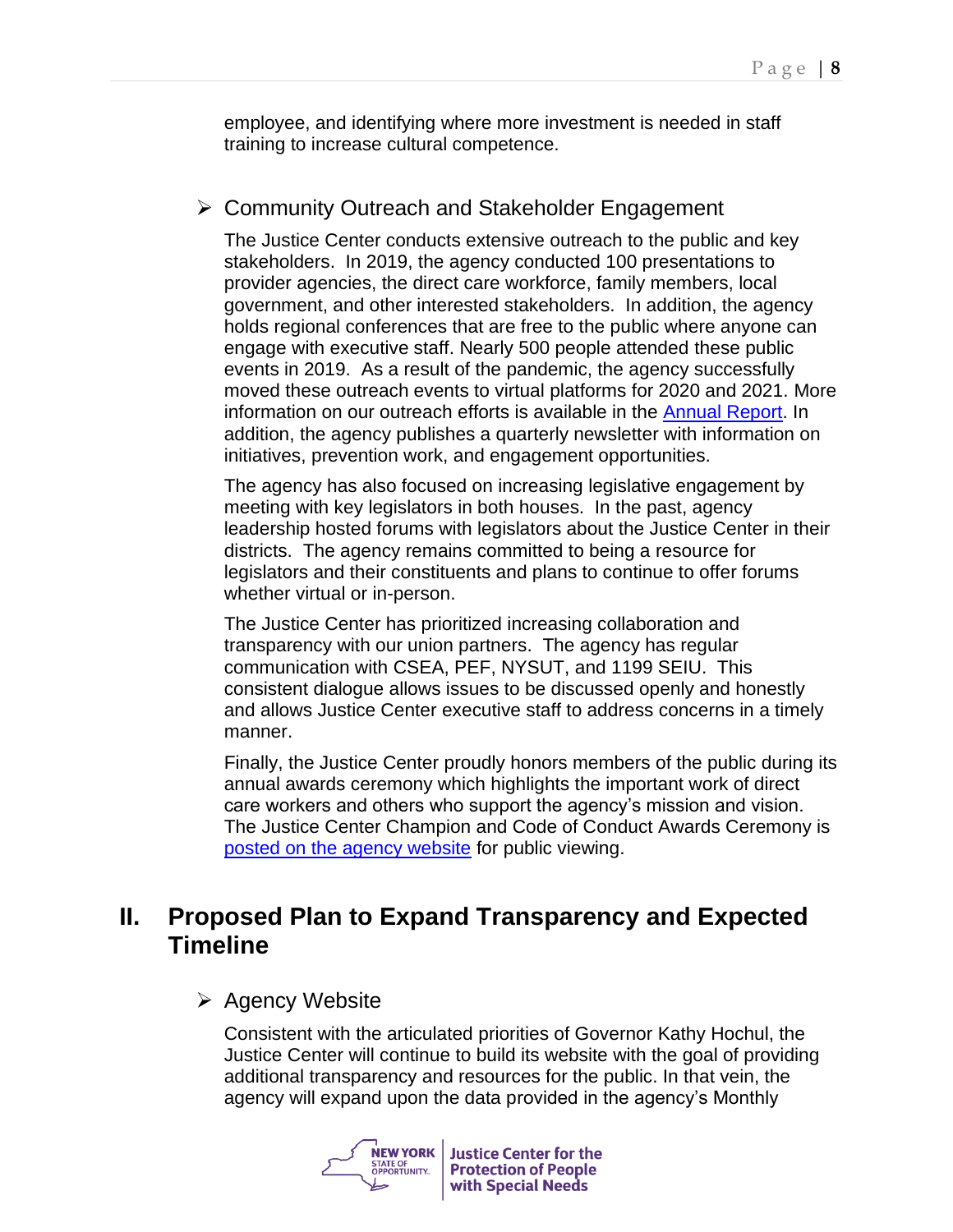employee, and identifying where more investment is needed in staff training to increase cultural competence.

- Community Outreach and Stakeholder Engagement

The Justice Center conducts extensive outreach to the public and key stakeholders. In 2019, the agency conducted 100 presentations to provider agencies, the direct care workforce, family members, local government, and other interested stakeholders. In addition, the agency holds regional conferences that are free to the public where anyone can engage with executive staff. Nearly 500 people attended these public events in 2019. As a result of the pandemic, the agency successfully moved these outreach events to virtual platforms for 2020 and 2021. More information on our outreach efforts is available in the Annual Report. In addition, the agency publishes a quarterly newsletter with information on initiatives, prevention work, and engagement opportunities.

The agency has also focused on increasing legislative engagement by meeting with key legislators in both houses. In the past, agency leadership hosted forums with legislators about the Justice Center in their districts. The agency remains committed to being a resource for legislators and their constituents and plans to continue to offer forums whether virtual or in-person.

The Justice Center has prioritized increasing collaboration and transparency with our union partners. The agency has regular communication with CSEA, PEF, NYSUT, and 1199 SEIU. This consistent dialogue allows issues to be discussed openly and honestly and allows Justice Center executive staff to address concerns in a timely manner.

Finally, the Justice Center proudly honors members of the public during its annual awards ceremony which highlights the important work of direct care workers and others who support the agency's mission and vision. The Justice Center Champion and Code of Conduct Awards Ceremony is posted on the agency website for public viewing.

## II. Proposed Plan to Expand Transparency and Expected Timeline

- Agency Website

Consistent with the articulated priorities of Governor Kathy Hochul, the Justice Center will continue to build its website with the goal of providing additional transparency and resources for the public. In that vein, the agency will expand upon the data provided in the agency's Monthly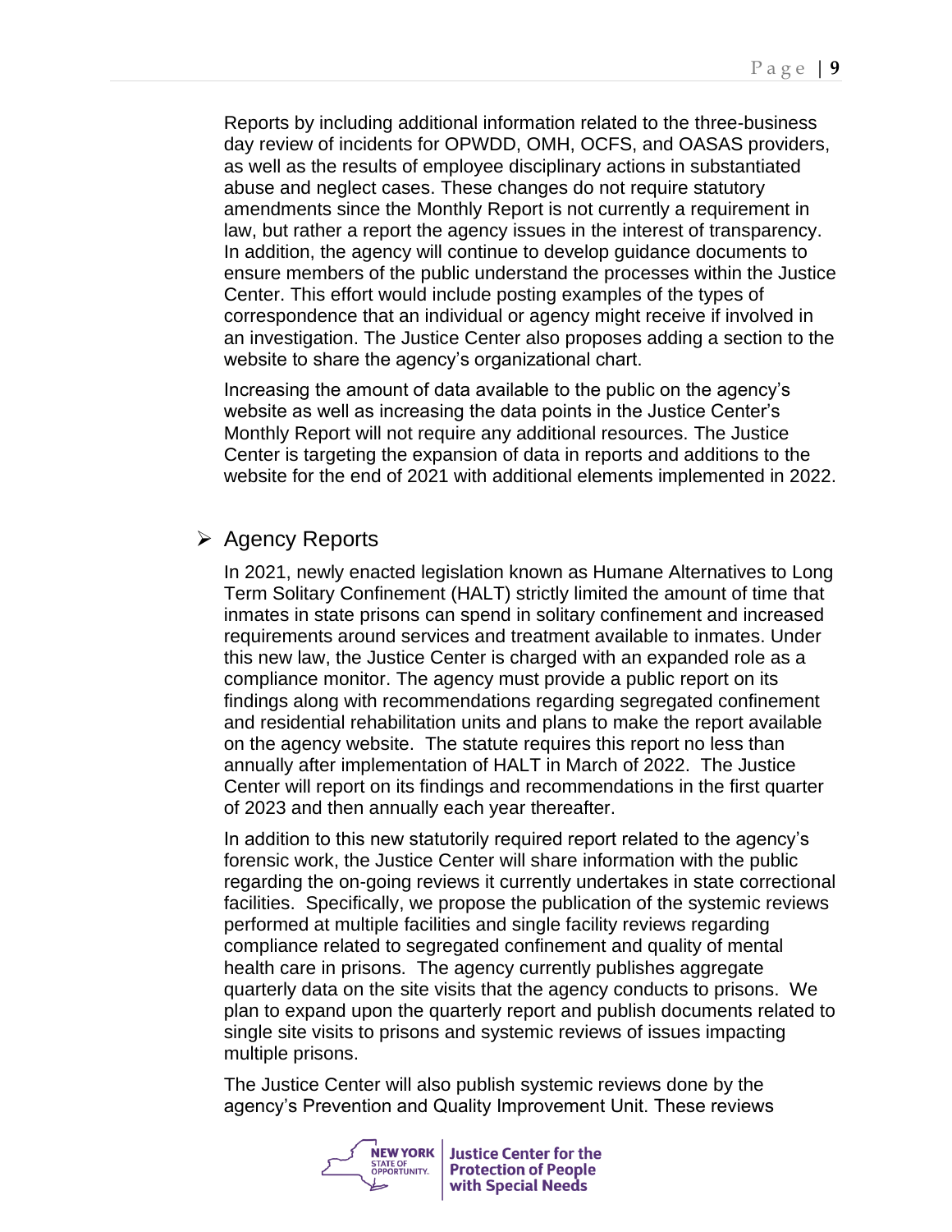Reports by including additional information related to the three-business day review of incidents for OPWDD, OMH, OCFS, and OASAS providers, as well as the results of employee disciplinary actions in substantiated abuse and neglect cases. These changes do not require statutory amendments since the Monthly Report is not currently a requirement in law, but rather a report the agency issues in the interest of transparency. In addition, the agency will continue to develop guidance documents to ensure members of the public understand the processes within the Justice Center. This effort would include posting examples of the types of correspondence that an individual or agency might receive if involved in an investigation. The Justice Center also proposes adding a section to the website to share the agency's organizational chart.

Increasing the amount of data available to the public on the agency's website as well as increasing the data points in the Justice Center's Monthly Report will not require any additional resources. The Justice Center is targeting the expansion of data in reports and additions to the website for the end of 2021 with additional elements implemented in 2022.

- Agency Reports

In 2021, newly enacted legislation known as Humane Alternatives to Long Term Solitary Confinement (HALT) strictly limited the amount of time that inmates in state prisons can spend in solitary confinement and increased requirements around services and treatment available to inmates. Under this new law, the Justice Center is charged with an expanded role as a compliance monitor. The agency must provide a public report on its findings along with recommendations regarding segregated confinement and residential rehabilitation units and plans to make the report available on the agency website. The statute requires this report no less than annually after implementation of HALT in March of 2022. The Justice Center will report on its findings and recommendations in the first quarter of 2023 and then annually each year thereafter.

In addition to this new statutorily required report related to the agency's forensic work, the Justice Center will share information with the public regarding the on-going reviews it currently undertakes in state correctional facilities. Specifically, we propose the publication of the systemic reviews performed at multiple facilities and single facility reviews regarding compliance related to segregated confinement and quality of mental health care in prisons. The agency currently publishes aggregate quarterly data on the site visits that the agency conducts to prisons. We plan to expand upon the quarterly report and publish documents related to single site visits to prisons and systemic reviews of issues impacting multiple prisons.

The Justice Center will also publish systemic reviews done by the agency's Prevention and Quality Improvement Unit. These reviews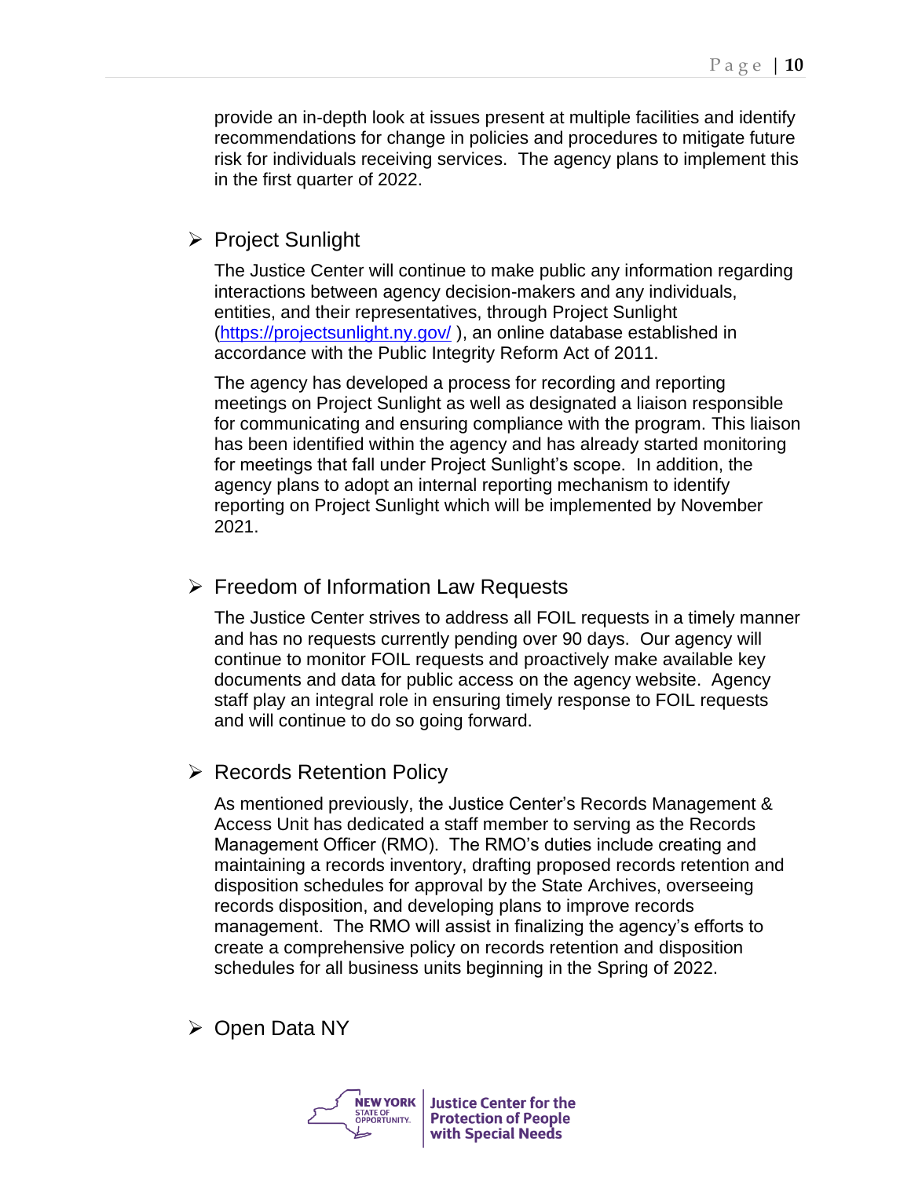provide an in-depth look at issues present at multiple facilities and identify recommendations for change in policies and procedures to mitigate future risk for individuals receiving services. The agency plans to implement this in the first quarter of 2022.

- Project Sunlight

The Justice Center will continue to make public any information regarding interactions between agency decision-makers and any individuals, entities, and their representatives, through Project Sunlight (https://projectsunlight.ny.gov/ ), an online database established in accordance with the Public Integrity Reform Act of 2011.

The agency has developed a process for recording and reporting meetings on Project Sunlight as well as designated a liaison responsible for communicating and ensuring compliance with the program. This liaison has been identified within the agency and has already started monitoring for meetings that fall under Project Sunlight's scope. In addition, the agency plans to adopt an internal reporting mechanism to identify reporting on Project Sunlight which will be implemented by November 2021.

- Freedom of Information Law Requests

The Justice Center strives to address all FOIL requests in a timely manner and has no requests currently pending over 90 days. Our agency will continue to monitor FOIL requests and proactively make available key documents and data for public access on the agency website. Agency staff play an integral role in ensuring timely response to FOIL requests and will continue to do so going forward.

- Records Retention Policy

As mentioned previously, the Justice Center's Records Management & Access Unit has dedicated a staff member to serving as the Records Management Officer (RMO). The RMO's duties include creating and maintaining a records inventory, drafting proposed records retention and disposition schedules for approval by the State Archives, overseeing records disposition, and developing plans to improve records management. The RMO will assist in finalizing the agency's efforts to create a comprehensive policy on records retention and disposition schedules for all business units beginning in the Spring of 2022.

- Open Data NY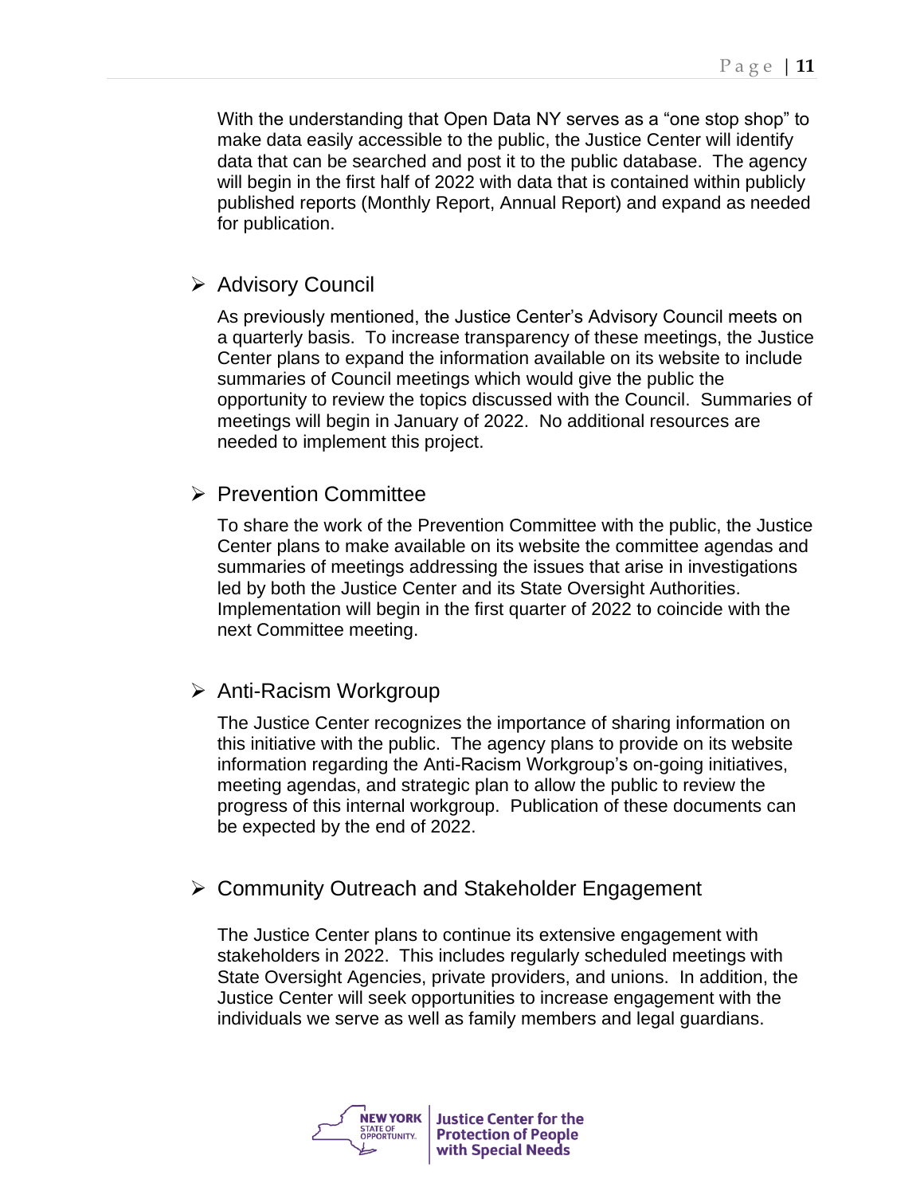With the understanding that Open Data NY serves as a "one stop shop" to make data easily accessible to the public, the Justice Center will identify data that can be searched and post it to the public database. The agency will begin in the first half of 2022 with data that is contained within publicly published reports (Monthly Report, Annual Report) and expand as needed for publication.

- Advisory Council

  As previously mentioned, the Justice Center's Advisory Council meets on a quarterly basis. To increase transparency of these meetings, the Justice Center plans to expand the information available on its website to include summaries of Council meetings which would give the public the opportunity to review the topics discussed with the Council. Summaries of meetings will begin in January of 2022. No additional resources are needed to implement this project.

- Prevention Committee

  To share the work of the Prevention Committee with the public, the Justice Center plans to make available on its website the committee agendas and summaries of meetings addressing the issues that arise in investigations led by both the Justice Center and its State Oversight Authorities. Implementation will begin in the first quarter of 2022 to coincide with the next Committee meeting.

- Anti-Racism Workgroup

  The Justice Center recognizes the importance of sharing information on this initiative with the public. The agency plans to provide on its website information regarding the Anti-Racism Workgroup's on-going initiatives, meeting agendas, and strategic plan to allow the public to review the progress of this internal workgroup. Publication of these documents can be expected by the end of 2022.

- Community Outreach and Stakeholder Engagement

  The Justice Center plans to continue its extensive engagement with stakeholders in 2022. This includes regularly scheduled meetings with State Oversight Agencies, private providers, and unions. In addition, the Justice Center will seek opportunities to increase engagement with the individuals we serve as well as family members and legal guardians.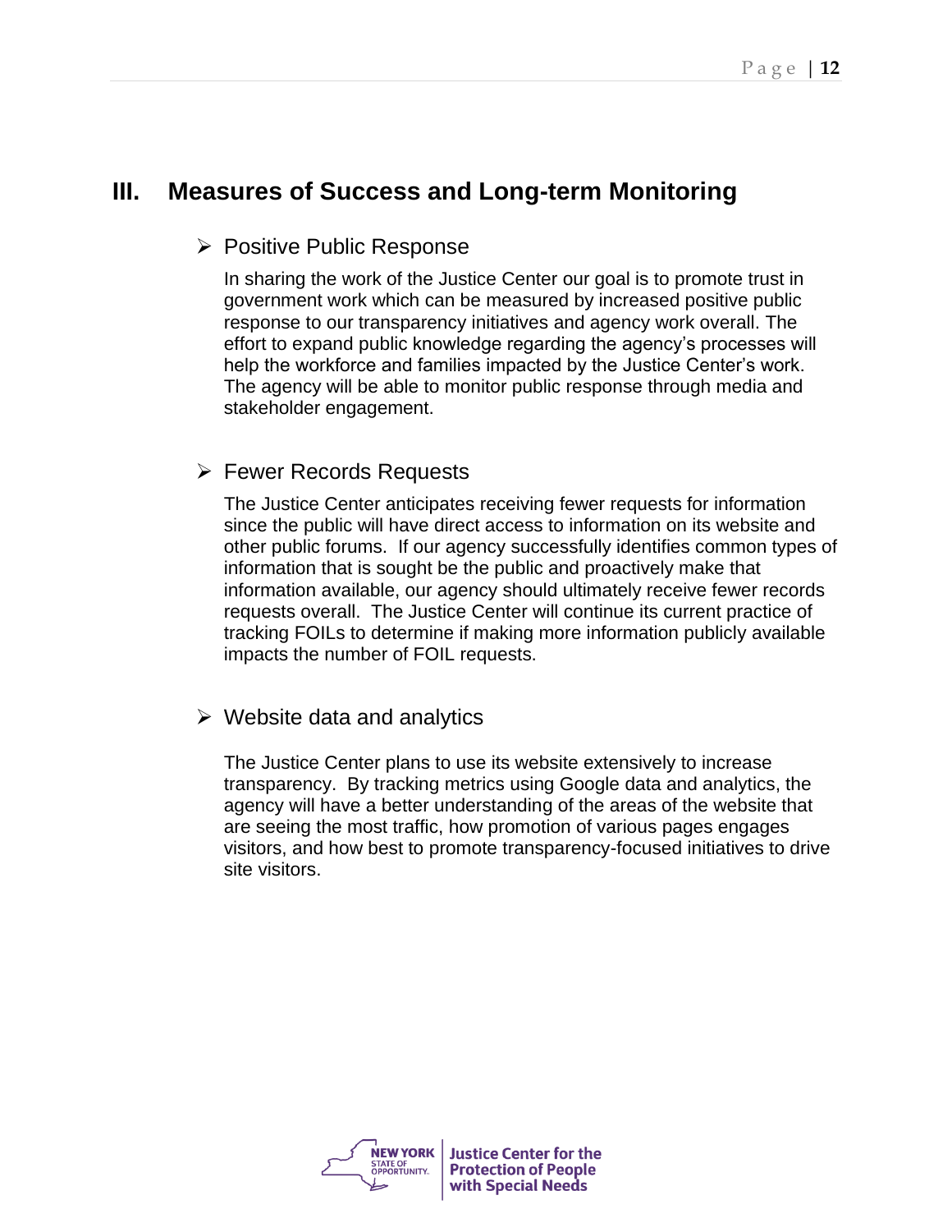## III. Measures of Success and Long-term Monitoring

- Positive Public Response

  In sharing the work of the Justice Center our goal is to promote trust in government work which can be measured by increased positive public response to our transparency initiatives and agency work overall. The effort to expand public knowledge regarding the agency's processes will help the workforce and families impacted by the Justice Center's work. The agency will be able to monitor public response through media and stakeholder engagement.

- Fewer Records Requests

  The Justice Center anticipates receiving fewer requests for information since the public will have direct access to information on its website and other public forums. If our agency successfully identifies common types of information that is sought be the public and proactively make that information available, our agency should ultimately receive fewer records requests overall. The Justice Center will continue its current practice of tracking FOILs to determine if making more information publicly available impacts the number of FOIL requests.

- Website data and analytics

  The Justice Center plans to use its website extensively to increase transparency. By tracking metrics using Google data and analytics, the agency will have a better understanding of the areas of the website that are seeing the most traffic, how promotion of various pages engages visitors, and how best to promote transparency-focused initiatives to drive site visitors.